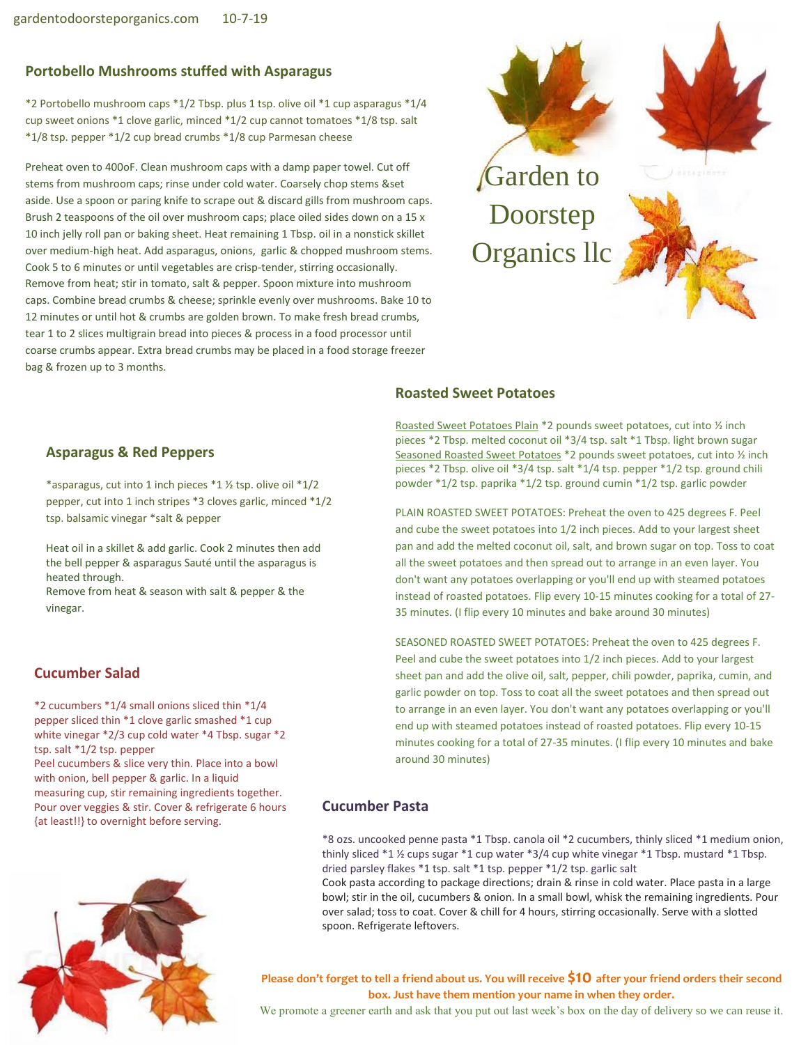gardentodoorsteporganics.com 10-7-19

Garden to Doorstep Organics llc

## Portobello Mushrooms stuffed with Asparagus

*2 Portobello mushroom caps *1/2 Tbsp. plus 1 tsp. olive oil *1 cup asparagus *1/4 cup sweet onions *1 clove garlic, minced *1/2 cup cannot tomatoes *1/8 tsp. salt *1/8 tsp. pepper *1/2 cup bread crumbs *1/8 cup Parmesan cheese

Preheat oven to 400oF. Clean mushroom caps with a damp paper towel. Cut off stems from mushroom caps; rinse under cold water. Coarsely chop stems &set aside. Use a spoon or paring knife to scrape out & discard gills from mushroom caps. Brush 2 teaspoons of the oil over mushroom caps; place oiled sides down on a 15 x 10 inch jelly roll pan or baking sheet. Heat remaining 1 Tbsp. oil in a nonstick skillet over medium-high heat. Add asparagus, onions, garlic & chopped mushroom stems. Cook 5 to 6 minutes or until vegetables are crisp-tender, stirring occasionally. Remove from heat; stir in tomato, salt & pepper. Spoon mixture into mushroom caps. Combine bread crumbs & cheese; sprinkle evenly over mushrooms. Bake 10 to 12 minutes or until hot & crumbs are golden brown. To make fresh bread crumbs, tear 1 to 2 slices multigrain bread into pieces & process in a food processor until coarse crumbs appear. Extra bread crumbs may be placed in a food storage freezer bag & frozen up to 3 months.

## Asparagus & Red Peppers

*asparagus, cut into 1 inch pieces *1 ½ tsp. olive oil *1/2 pepper, cut into 1 inch stripes *3 cloves garlic, minced *1/2 tsp. balsamic vinegar *salt & pepper

Heat oil in a skillet & add garlic. Cook 2 minutes then add the bell pepper & asparagus Sauté until the asparagus is heated through.
Remove from heat & season with salt & pepper & the vinegar.

## Cucumber Salad

*2 cucumbers *1/4 small onions sliced thin *1/4 pepper sliced thin *1 clove garlic smashed *1 cup white vinegar *2/3 cup cold water *4 Tbsp. sugar *2 tsp. salt *1/2 tsp. pepper
Peel cucumbers & slice very thin. Place into a bowl with onion, bell pepper & garlic. In a liquid measuring cup, stir remaining ingredients together. Pour over veggies & stir. Cover & refrigerate 6 hours {at least!!} to overnight before serving.

## Roasted Sweet Potatoes

Roasted Sweet Potatoes Plain *2 pounds sweet potatoes, cut into ½ inch pieces *2 Tbsp. melted coconut oil *3/4 tsp. salt *1 Tbsp. light brown sugar
Seasoned Roasted Sweet Potatoes *2 pounds sweet potatoes, cut into ½ inch pieces *2 Tbsp. olive oil *3/4 tsp. salt *1/4 tsp. pepper *1/2 tsp. ground chili powder *1/2 tsp. paprika *1/2 tsp. ground cumin *1/2 tsp. garlic powder

PLAIN ROASTED SWEET POTATOES: Preheat the oven to 425 degrees F. Peel and cube the sweet potatoes into 1/2 inch pieces. Add to your largest sheet pan and add the melted coconut oil, salt, and brown sugar on top. Toss to coat all the sweet potatoes and then spread out to arrange in an even layer. You don't want any potatoes overlapping or you'll end up with steamed potatoes instead of roasted potatoes. Flip every 10-15 minutes cooking for a total of 27-35 minutes. (I flip every 10 minutes and bake around 30 minutes)

SEASONED ROASTED SWEET POTATOES: Preheat the oven to 425 degrees F. Peel and cube the sweet potatoes into 1/2 inch pieces. Add to your largest sheet pan and add the olive oil, salt, pepper, chili powder, paprika, cumin, and garlic powder on top. Toss to coat all the sweet potatoes and then spread out to arrange in an even layer. You don't want any potatoes overlapping or you'll end up with steamed potatoes instead of roasted potatoes. Flip every 10-15 minutes cooking for a total of 27-35 minutes. (I flip every 10 minutes and bake around 30 minutes)

## Cucumber Pasta

*8 ozs. uncooked penne pasta *1 Tbsp. canola oil *2 cucumbers, thinly sliced *1 medium onion, thinly sliced *1 ½ cups sugar *1 cup water *3/4 cup white vinegar *1 Tbsp. mustard *1 Tbsp. dried parsley flakes *1 tsp. salt *1 tsp. pepper *1/2 tsp. garlic salt
Cook pasta according to package directions; drain & rinse in cold water. Place pasta in a large bowl; stir in the oil, cucumbers & onion. In a small bowl, whisk the remaining ingredients. Pour over salad; toss to coat. Cover & chill for 4 hours, stirring occasionally. Serve with a slotted spoon. Refrigerate leftovers.

**Please don't forget to tell a friend about us. You will receive $10 after your friend orders their second box. Just have them mention your name in when they order.**

We promote a greener earth and ask that you put out last week's box on the day of delivery so we can reuse it.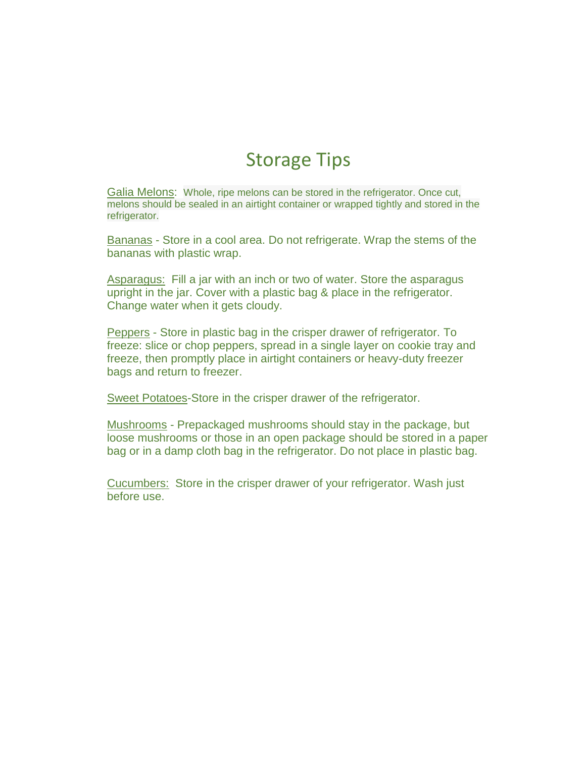# Storage Tips

Galia Melons: Whole, ripe melons can be stored in the refrigerator. Once cut, melons should be sealed in an airtight container or wrapped tightly and stored in the refrigerator.

Bananas - Store in a cool area. Do not refrigerate. Wrap the stems of the bananas with plastic wrap.

Asparagus: Fill a jar with an inch or two of water. Store the asparagus upright in the jar. Cover with a plastic bag & place in the refrigerator. Change water when it gets cloudy.

Peppers - Store in plastic bag in the crisper drawer of refrigerator. To freeze: slice or chop peppers, spread in a single layer on cookie tray and freeze, then promptly place in airtight containers or heavy-duty freezer bags and return to freezer.

Sweet Potatoes-Store in the crisper drawer of the refrigerator.

Mushrooms - Prepackaged mushrooms should stay in the package, but loose mushrooms or those in an open package should be stored in a paper bag or in a damp cloth bag in the refrigerator. Do not place in plastic bag.

Cucumbers: Store in the crisper drawer of your refrigerator. Wash just before use.